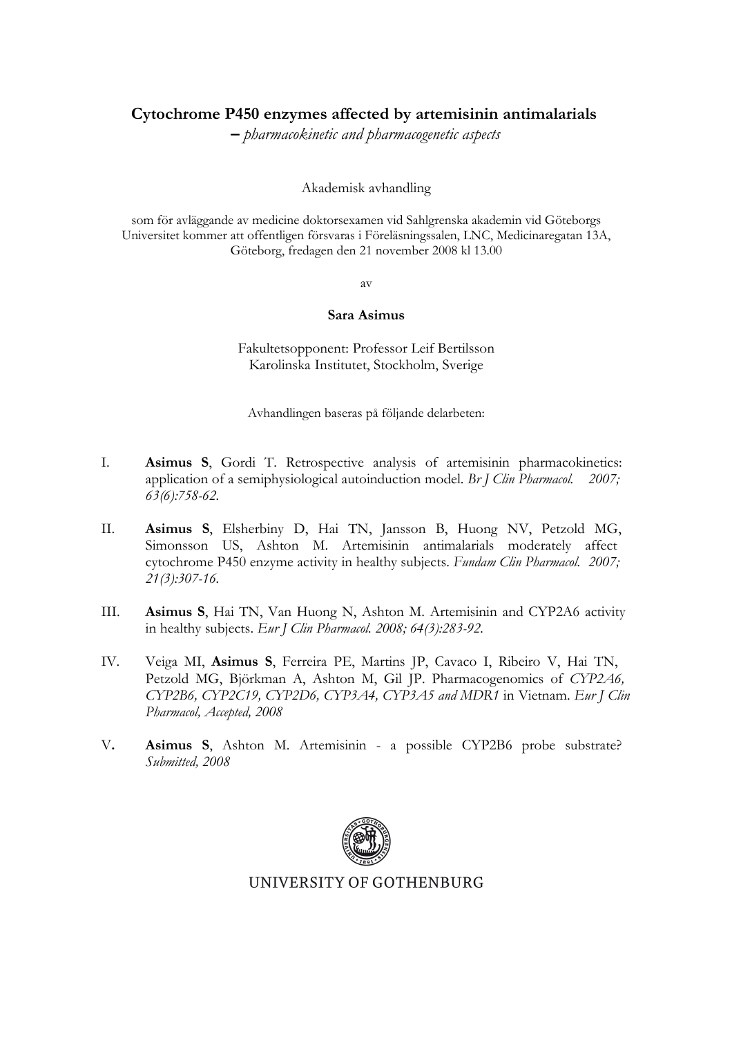# Cytochrome P450 enzymes affected by artemisinin antimalarials

*– pharmacokinetic and pharmacogenetic aspects*

Akademisk avhandling

som för avläggande av medicine doktorsexamen vid Sahlgrenska akademin vid Göteborgs Universitet kommer att offentligen försvaras i Föreläsningssalen, LNC, Medicinaregatan 13A, Göteborg, fredagen den 21 november 2008 kl 13.00

av

**Sara Asimus**

Fakultetsopponent: Professor Leif Bertilsson
Karolinska Institutet, Stockholm, Sverige

Avhandlingen baseras på följande delarbeten:

I. **Asimus S**, Gordi T. Retrospective analysis of artemisinin pharmacokinetics: application of a semiphysiological autoinduction model. *Br J Clin Pharmacol. 2007; 63(6):758-62.*

II. **Asimus S**, Elsherbiny D, Hai TN, Jansson B, Huong NV, Petzold MG, Simonsson US, Ashton M. Artemisinin antimalarials moderately affect cytochrome P450 enzyme activity in healthy subjects. *Fundam Clin Pharmacol. 2007; 21(3):307-16.*

III. **Asimus S**, Hai TN, Van Huong N, Ashton M. Artemisinin and CYP2A6 activity in healthy subjects. *Eur J Clin Pharmacol. 2008; 64(3):283-92.*

IV. Veiga MI, **Asimus S**, Ferreira PE, Martins JP, Cavaco I, Ribeiro V, Hai TN, Petzold MG, Björkman A, Ashton M, Gil JP. Pharmacogenomics of *CYP2A6, CYP2B6, CYP2C19, CYP2D6, CYP3A4, CYP3A5 and MDR1* in Vietnam. *Eur J Clin Pharmacol, Accepted, 2008*

V. **Asimus S**, Ashton M. Artemisinin - a possible CYP2B6 probe substrate? *Submitted, 2008*

UNIVERSITY OF GOTHENBURG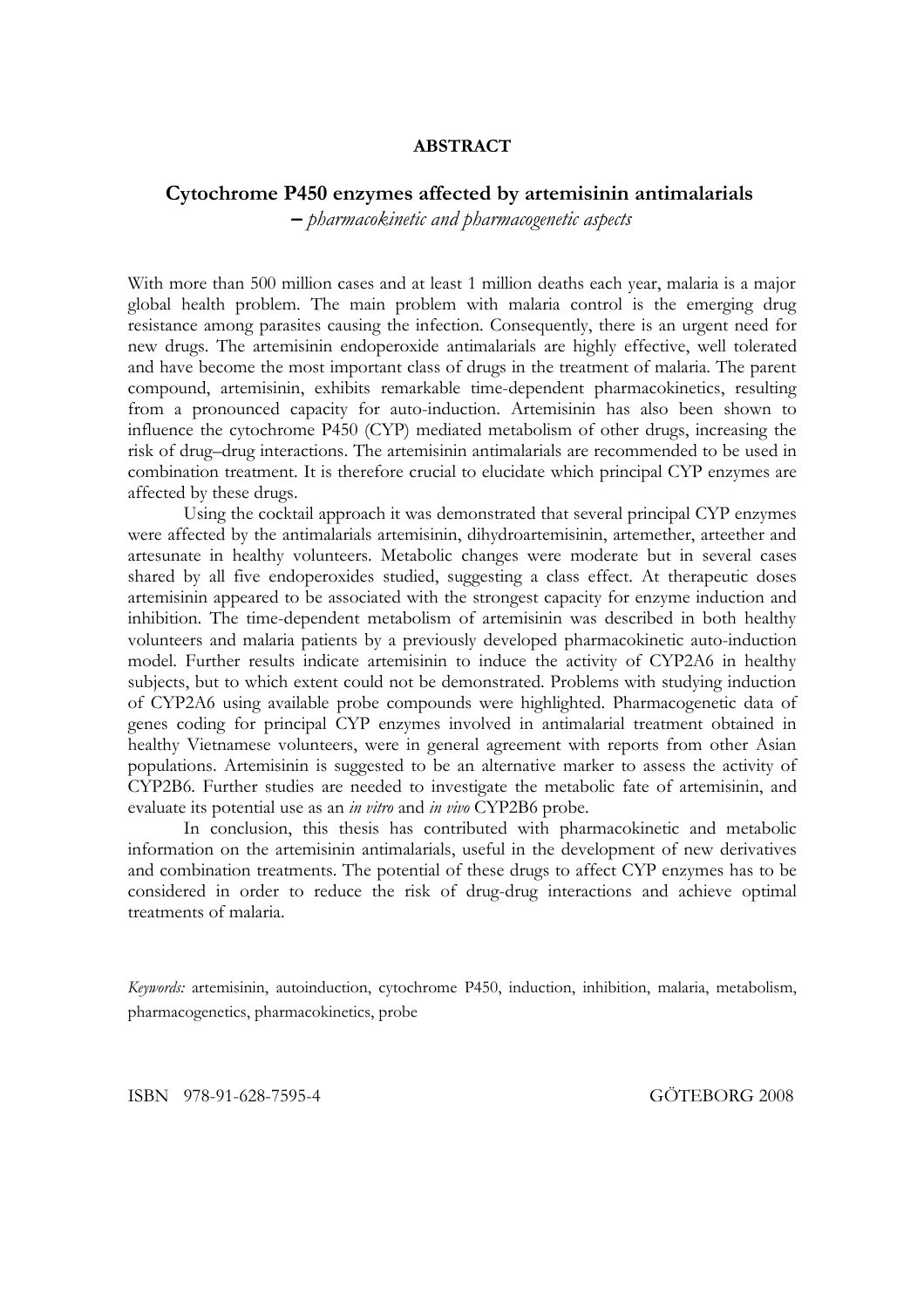**ABSTRACT**

## Cytochrome P450 enzymes affected by artemisinin antimalarials

**–** *pharmacokinetic and pharmacogenetic aspects*

With more than 500 million cases and at least 1 million deaths each year, malaria is a major global health problem. The main problem with malaria control is the emerging drug resistance among parasites causing the infection. Consequently, there is an urgent need for new drugs. The artemisinin endoperoxide antimalarials are highly effective, well tolerated and have become the most important class of drugs in the treatment of malaria. The parent compound, artemisinin, exhibits remarkable time-dependent pharmacokinetics, resulting from a pronounced capacity for auto-induction. Artemisinin has also been shown to influence the cytochrome P450 (CYP) mediated metabolism of other drugs, increasing the risk of drug–drug interactions. The artemisinin antimalarials are recommended to be used in combination treatment. It is therefore crucial to elucidate which principal CYP enzymes are affected by these drugs.

Using the cocktail approach it was demonstrated that several principal CYP enzymes were affected by the antimalarials artemisinin, dihydroartemisinin, artemether, arteether and artesunate in healthy volunteers. Metabolic changes were moderate but in several cases shared by all five endoperoxides studied, suggesting a class effect. At therapeutic doses artemisinin appeared to be associated with the strongest capacity for enzyme induction and inhibition. The time-dependent metabolism of artemisinin was described in both healthy volunteers and malaria patients by a previously developed pharmacokinetic auto-induction model. Further results indicate artemisinin to induce the activity of CYP2A6 in healthy subjects, but to which extent could not be demonstrated. Problems with studying induction of CYP2A6 using available probe compounds were highlighted. Pharmacogenetic data of genes coding for principal CYP enzymes involved in antimalarial treatment obtained in healthy Vietnamese volunteers, were in general agreement with reports from other Asian populations. Artemisinin is suggested to be an alternative marker to assess the activity of CYP2B6. Further studies are needed to investigate the metabolic fate of artemisinin, and evaluate its potential use as an *in vitro* and *in vivo* CYP2B6 probe.

In conclusion, this thesis has contributed with pharmacokinetic and metabolic information on the artemisinin antimalarials, useful in the development of new derivatives and combination treatments. The potential of these drugs to affect CYP enzymes has to be considered in order to reduce the risk of drug-drug interactions and achieve optimal treatments of malaria.

*Keywords:* artemisinin, autoinduction, cytochrome P450, induction, inhibition, malaria, metabolism, pharmacogenetics, pharmacokinetics, probe

ISBN 978-91-628-7595-4 GÖTEBORG 2008